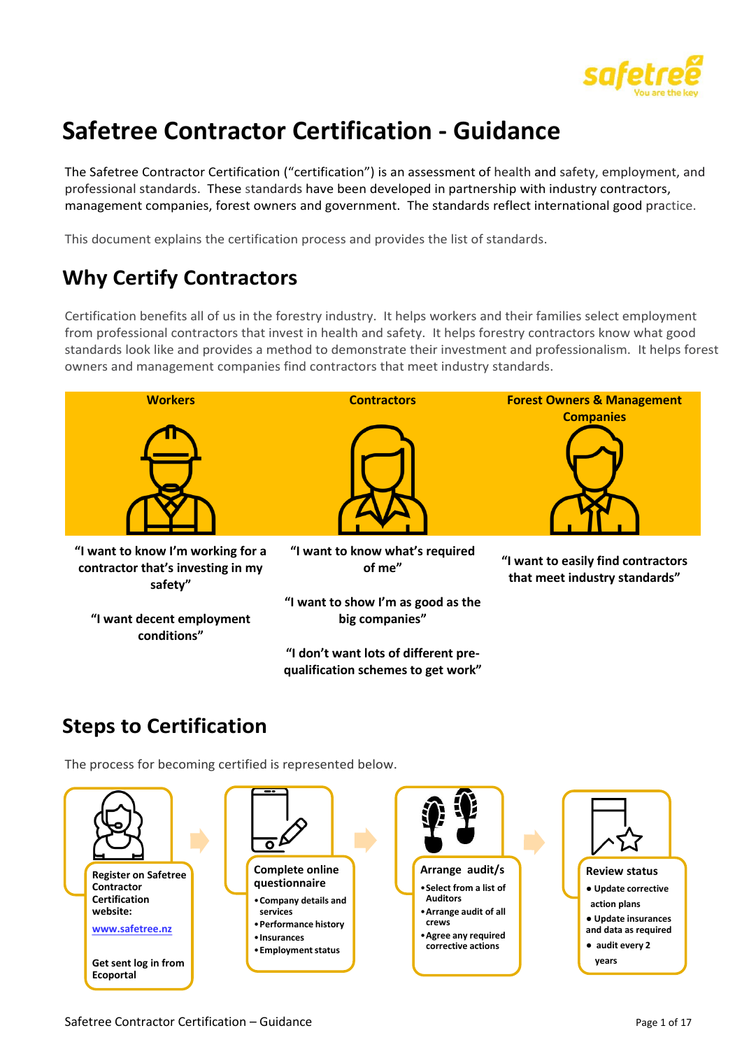# Safetree Contractor Certification - Guidance

The Safetree Contractor Certification ("certification") is an assessment of health and safety, employment, and professional standards. These standards have been developed in partnership with industry contractors, management companies, forest owners and government. The standards reflect international good practice.

This document explains the certification process and provides the list of standards.

## Why Certify Contractors

Certification benefits all of us in the forestry industry. It helps workers and their families select employment from professional contractors that invest in health and safety. It helps forestry contractors know what good standards look like and provides a method to demonstrate their investment and professionalism. It helps forest owners and management companies find contractors that meet industry standards.

| Workers | Contractors | Forest Owners & Management Companies |
|---|---|---|
| **"I want to know I'm working for a contractor that's investing in my safety"** | **"I want to know what's required of me"** | **"I want to easily find contractors that meet industry standards"** |
| **"I want decent employment conditions"** | **"I want to show I'm as good as the big companies"** | |
| | **"I don't want lots of different pre-qualification schemes to get work"** | |

## Steps to Certification

The process for becoming certified is represented below.

**Register on Safetree Contractor Certification website:**

www.safetree.nz

**Get sent log in from Ecoportal**

**Complete online questionnaire**

- Company details and services
- Performance history
- Insurances
- Employment status

**Arrange audit/s**

- Select from a list of Auditors
- Arrange audit of all crews
- Agree any required corrective actions

**Review status**

- Update corrective action plans
- Update insurances and data as required
- audit every 2 years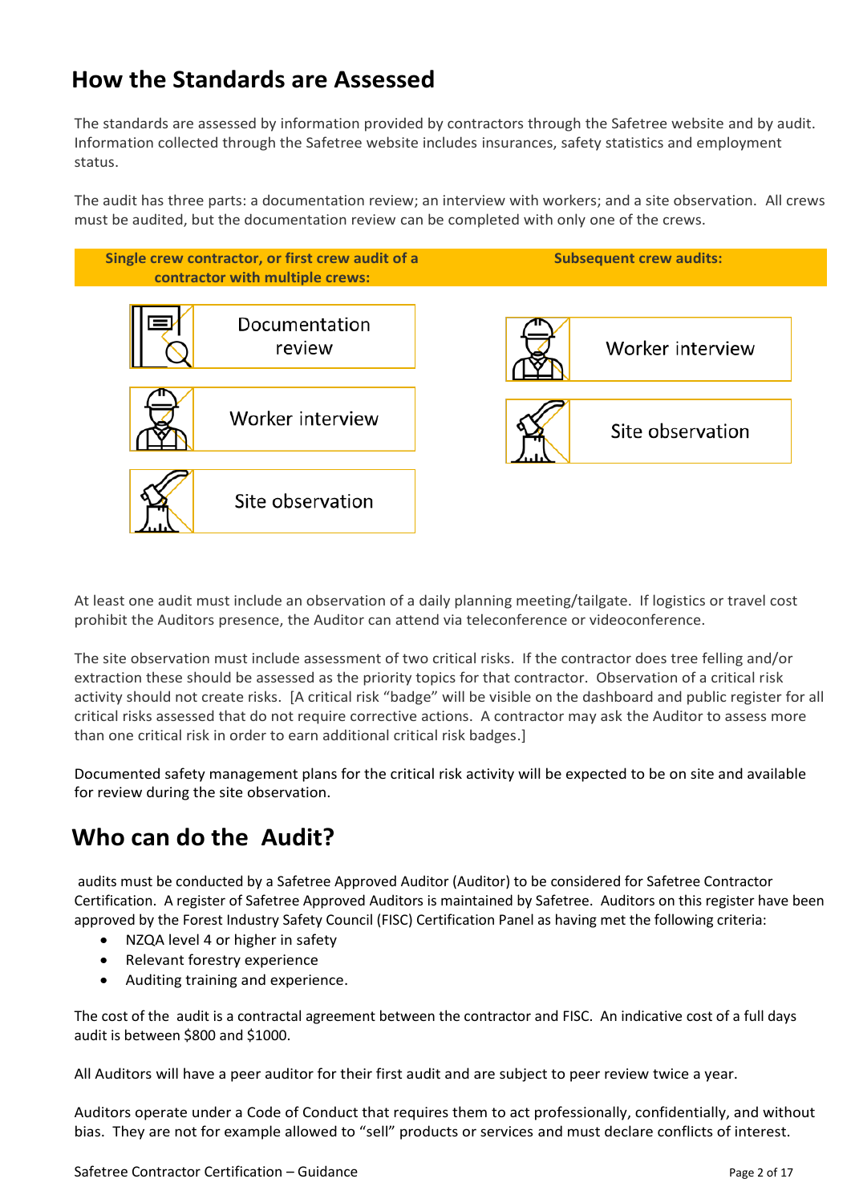## How the Standards are Assessed

The standards are assessed by information provided by contractors through the Safetree website and by audit. Information collected through the Safetree website includes insurances, safety statistics and employment status.

The audit has three parts: a documentation review; an interview with workers; and a site observation. All crews must be audited, but the documentation review can be completed with only one of the crews.

| Single crew contractor, or first crew audit of a contractor with multiple crews: | Subsequent crew audits: |
|---|---|
| Documentation review | Worker interview |
| Worker interview | Site observation |
| Site observation | |

At least one audit must include an observation of a daily planning meeting/tailgate. If logistics or travel cost prohibit the Auditors presence, the Auditor can attend via teleconference or videoconference.

The site observation must include assessment of two critical risks. If the contractor does tree felling and/or extraction these should be assessed as the priority topics for that contractor. Observation of a critical risk activity should not create risks. [A critical risk "badge" will be visible on the dashboard and public register for all critical risks assessed that do not require corrective actions. A contractor may ask the Auditor to assess more than one critical risk in order to earn additional critical risk badges.]

Documented safety management plans for the critical risk activity will be expected to be on site and available for review during the site observation.

## Who can do the Audit?

audits must be conducted by a Safetree Approved Auditor (Auditor) to be considered for Safetree Contractor Certification. A register of Safetree Approved Auditors is maintained by Safetree. Auditors on this register have been approved by the Forest Industry Safety Council (FISC) Certification Panel as having met the following criteria:

- NZQA level 4 or higher in safety
- Relevant forestry experience
- Auditing training and experience.

The cost of the audit is a contractal agreement between the contractor and FISC. An indicative cost of a full days audit is between $800 and $1000.

All Auditors will have a peer auditor for their first audit and are subject to peer review twice a year.

Auditors operate under a Code of Conduct that requires them to act professionally, confidentially, and without bias. They are not for example allowed to "sell" products or services and must declare conflicts of interest.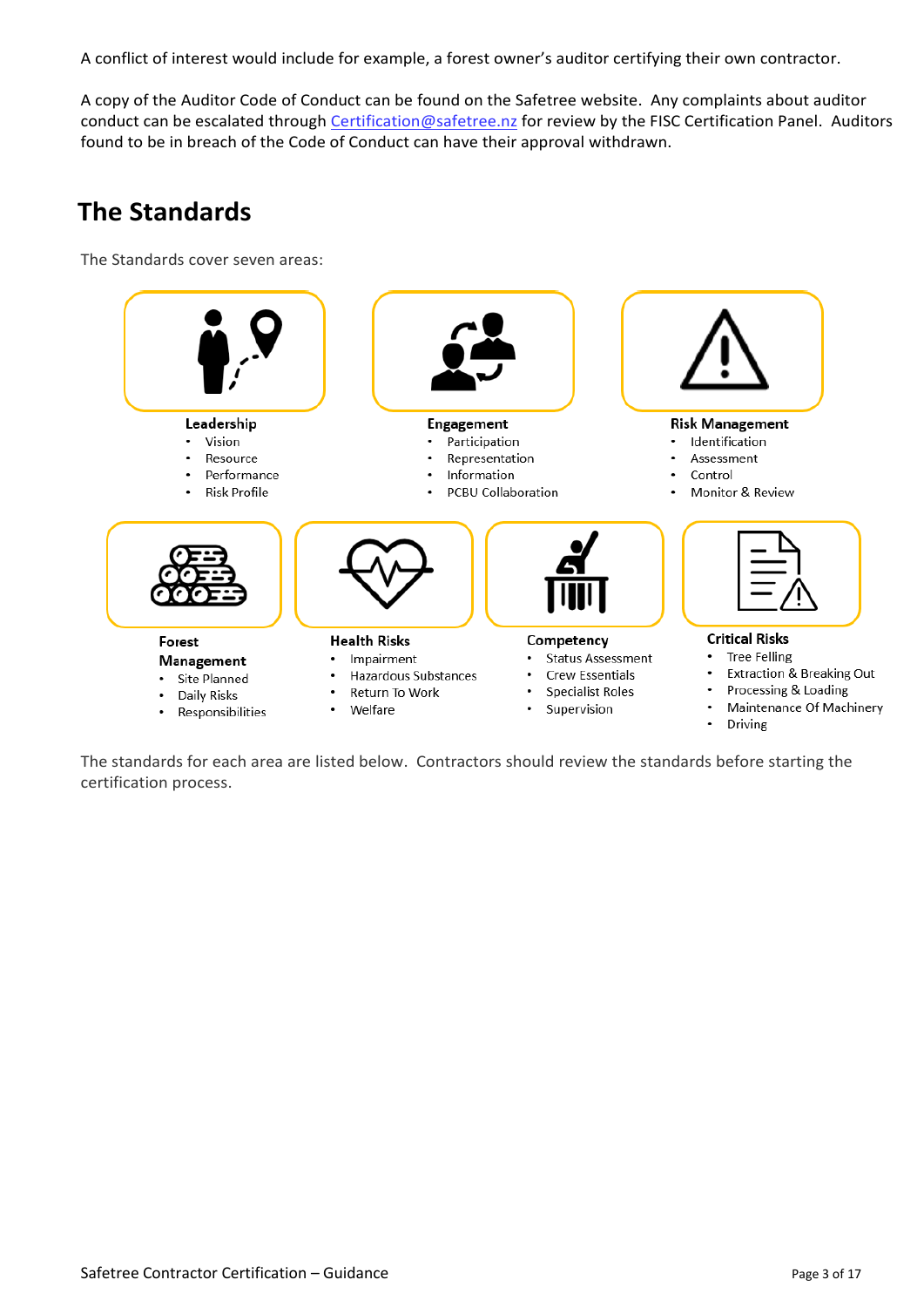A conflict of interest would include for example, a forest owner's auditor certifying their own contractor.

A copy of the Auditor Code of Conduct can be found on the Safetree website. Any complaints about auditor conduct can be escalated through Certification@safetree.nz for review by the FISC Certification Panel. Auditors found to be in breach of the Code of Conduct can have their approval withdrawn.

## The Standards

The Standards cover seven areas:

**Leadership**
- Vision
- Resource
- Performance
- Risk Profile

**Engagement**
- Participation
- Representation
- Information
- PCBU Collaboration

**Risk Management**
- Identification
- Assessment
- Control
- Monitor & Review

**Forest Management**
- Site Planned
- Daily Risks
- Responsibilities

**Health Risks**
- Impairment
- Hazardous Substances
- Return To Work
- Welfare

**Competency**
- Status Assessment
- Crew Essentials
- Specialist Roles
- Supervision

**Critical Risks**
- Tree Felling
- Extraction & Breaking Out
- Processing & Loading
- Maintenance Of Machinery
- Driving

The standards for each area are listed below. Contractors should review the standards before starting the certification process.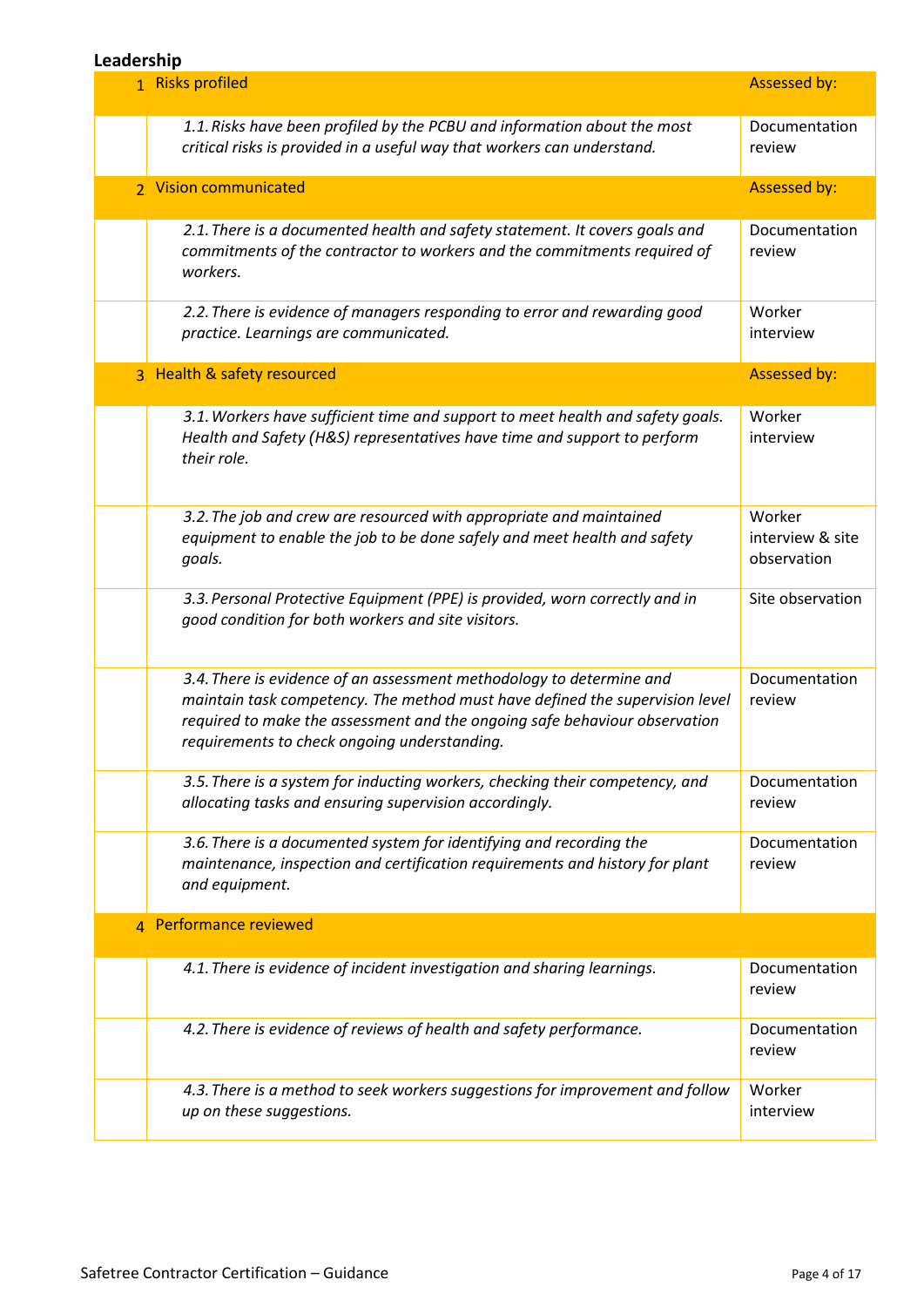## Leadership

| | | |
|---|---|---|
| 1 | Risks profiled | Assessed by: |
| | *1.1. Risks have been profiled by the PCBU and information about the most critical risks is provided in a useful way that workers can understand.* | Documentation review |
| 2 | Vision communicated | Assessed by: |
| | *2.1. There is a documented health and safety statement. It covers goals and commitments of the contractor to workers and the commitments required of workers.* | Documentation review |
| | *2.2. There is evidence of managers responding to error and rewarding good practice. Learnings are communicated.* | Worker interview |
| 3 | Health & safety resourced | Assessed by: |
| | *3.1. Workers have sufficient time and support to meet health and safety goals. Health and Safety (H&S) representatives have time and support to perform their role.* | Worker interview |
| | *3.2. The job and crew are resourced with appropriate and maintained equipment to enable the job to be done safely and meet health and safety goals.* | Worker interview & site observation |
| | *3.3. Personal Protective Equipment (PPE) is provided, worn correctly and in good condition for both workers and site visitors.* | Site observation |
| | *3.4. There is evidence of an assessment methodology to determine and maintain task competency. The method must have defined the supervision level required to make the assessment and the ongoing safe behaviour observation requirements to check ongoing understanding.* | Documentation review |
| | *3.5. There is a system for inducting workers, checking their competency, and allocating tasks and ensuring supervision accordingly.* | Documentation review |
| | *3.6. There is a documented system for identifying and recording the maintenance, inspection and certification requirements and history for plant and equipment.* | Documentation review |
| 4 | Performance reviewed | |
| | *4.1. There is evidence of incident investigation and sharing learnings.* | Documentation review |
| | *4.2. There is evidence of reviews of health and safety performance.* | Documentation review |
| | *4.3. There is a method to seek workers suggestions for improvement and follow up on these suggestions.* | Worker interview |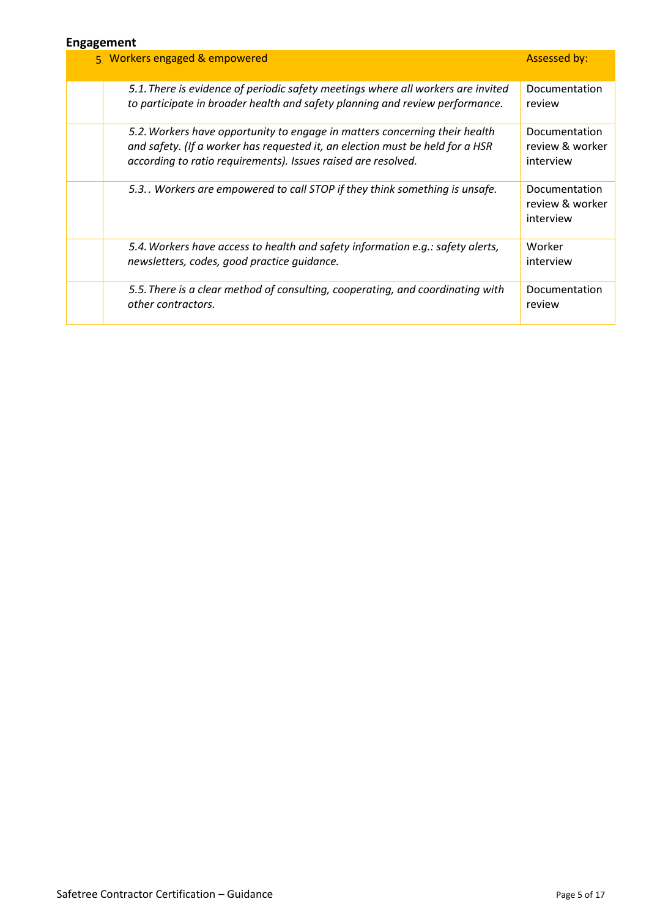**Engagement**

| 5 | Workers engaged & empowered | Assessed by: |
|---|---|---|
| | *5.1. There is evidence of periodic safety meetings where all workers are invited to participate in broader health and safety planning and review performance.* | Documentation review |
| | *5.2. Workers have opportunity to engage in matters concerning their health and safety. (If a worker has requested it, an election must be held for a HSR according to ratio requirements). Issues raised are resolved.* | Documentation review & worker interview |
| | *5.3. . Workers are empowered to call STOP if they think something is unsafe.* | Documentation review & worker interview |
| | *5.4. Workers have access to health and safety information e.g.: safety alerts, newsletters, codes, good practice guidance.* | Worker interview |
| | *5.5. There is a clear method of consulting, cooperating, and coordinating with other contractors.* | Documentation review |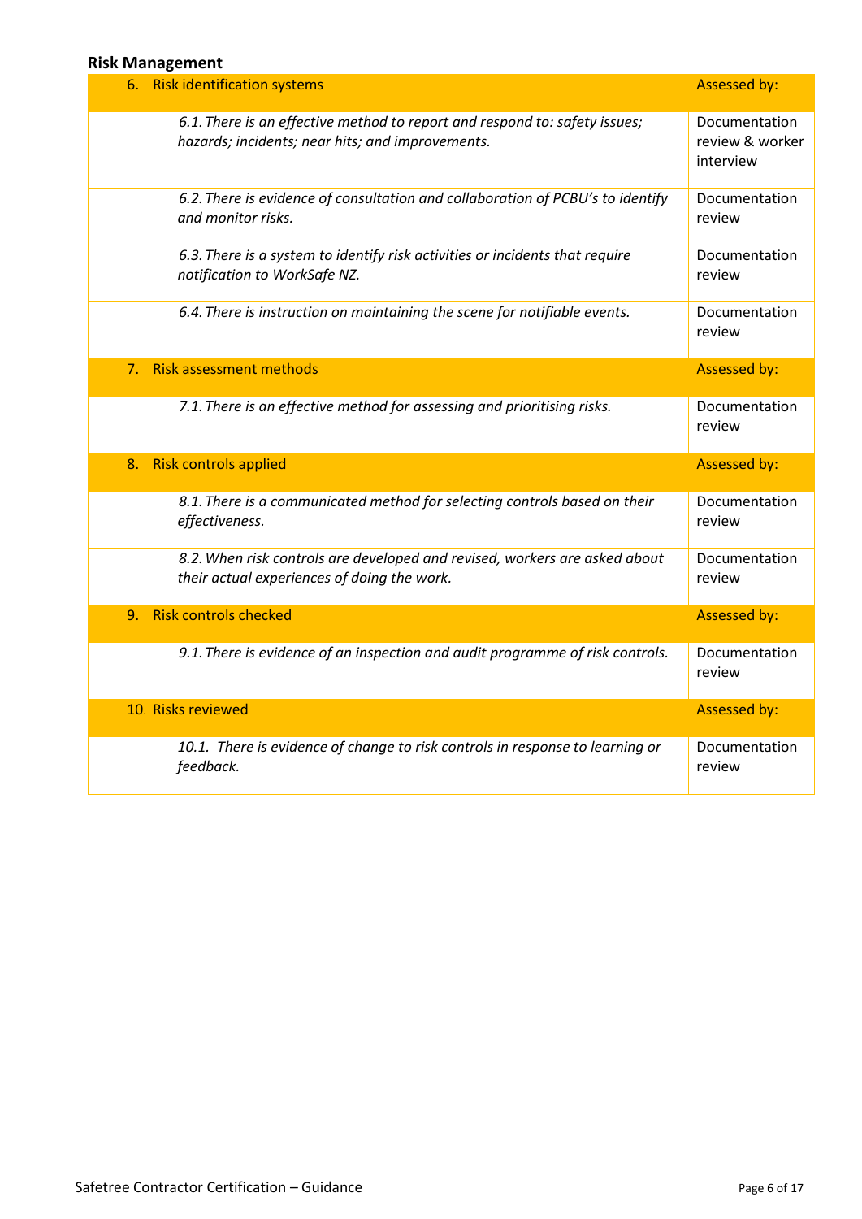## Risk Management

| | | |
|---|---|---|
| 6. | Risk identification systems | Assessed by: |
| | *6.1. There is an effective method to report and respond to: safety issues; hazards; incidents; near hits; and improvements.* | Documentation review & worker interview |
| | *6.2. There is evidence of consultation and collaboration of PCBU's to identify and monitor risks.* | Documentation review |
| | *6.3. There is a system to identify risk activities or incidents that require notification to WorkSafe NZ.* | Documentation review |
| | *6.4. There is instruction on maintaining the scene for notifiable events.* | Documentation review |
| 7. | Risk assessment methods | Assessed by: |
| | *7.1. There is an effective method for assessing and prioritising risks.* | Documentation review |
| 8. | Risk controls applied | Assessed by: |
| | *8.1. There is a communicated method for selecting controls based on their effectiveness.* | Documentation review |
| | *8.2. When risk controls are developed and revised, workers are asked about their actual experiences of doing the work.* | Documentation review |
| 9. | Risk controls checked | Assessed by: |
| | *9.1. There is evidence of an inspection and audit programme of risk controls.* | Documentation review |
| 10 | Risks reviewed | Assessed by: |
| | *10.1. There is evidence of change to risk controls in response to learning or feedback.* | Documentation review |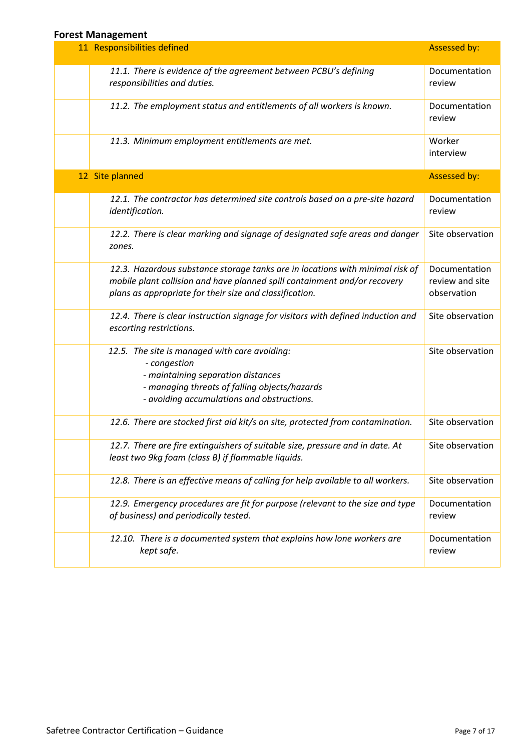## Forest Management

| | 11 Responsibilities defined | Assessed by: |
|---|---|---|
| | *11.1. There is evidence of the agreement between PCBU's defining responsibilities and duties.* | Documentation review |
| | *11.2. The employment status and entitlements of all workers is known.* | Documentation review |
| | *11.3. Minimum employment entitlements are met.* | Worker interview |

| | 12 Site planned | Assessed by: |
|---|---|---|
| | *12.1. The contractor has determined site controls based on a pre-site hazard identification.* | Documentation review |
| | *12.2. There is clear marking and signage of designated safe areas and danger zones.* | Site observation |
| | *12.3. Hazardous substance storage tanks are in locations with minimal risk of mobile plant collision and have planned spill containment and/or recovery plans as appropriate for their size and classification.* | Documentation review and site observation |
| | *12.4. There is clear instruction signage for visitors with defined induction and escorting restrictions.* | Site observation |
| | *12.5. The site is managed with care avoiding:<br>- congestion<br>- maintaining separation distances<br>- managing threats of falling objects/hazards<br>- avoiding accumulations and obstructions.* | Site observation |
| | *12.6. There are stocked first aid kit/s on site, protected from contamination.* | Site observation |
| | *12.7. There are fire extinguishers of suitable size, pressure and in date. At least two 9kg foam (class B) if flammable liquids.* | Site observation |
| | *12.8. There is an effective means of calling for help available to all workers.* | Site observation |
| | *12.9. Emergency procedures are fit for purpose (relevant to the size and type of business) and periodically tested.* | Documentation review |
| | *12.10. There is a documented system that explains how lone workers are kept safe.* | Documentation review |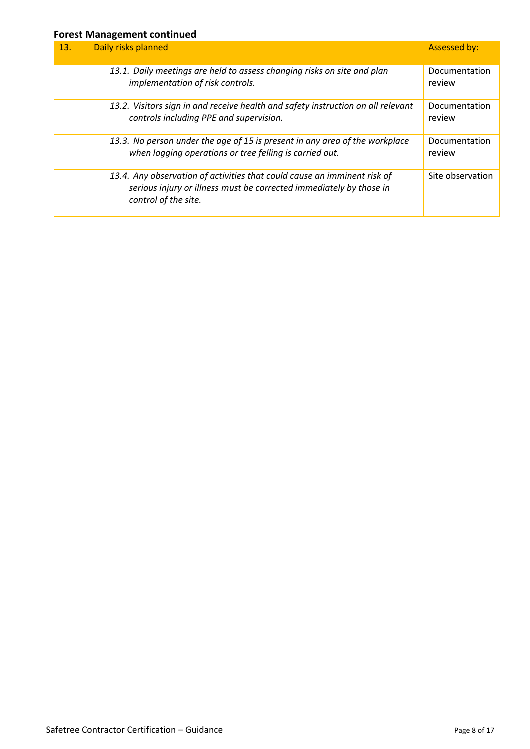## Forest Management continued

| 13. | Daily risks planned | Assessed by: |
|---|---|---|
| | *13.1. Daily meetings are held to assess changing risks on site and plan implementation of risk controls.* | Documentation review |
| | *13.2. Visitors sign in and receive health and safety instruction on all relevant controls including PPE and supervision.* | Documentation review |
| | *13.3. No person under the age of 15 is present in any area of the workplace when logging operations or tree felling is carried out.* | Documentation review |
| | *13.4. Any observation of activities that could cause an imminent risk of serious injury or illness must be corrected immediately by those in control of the site.* | Site observation |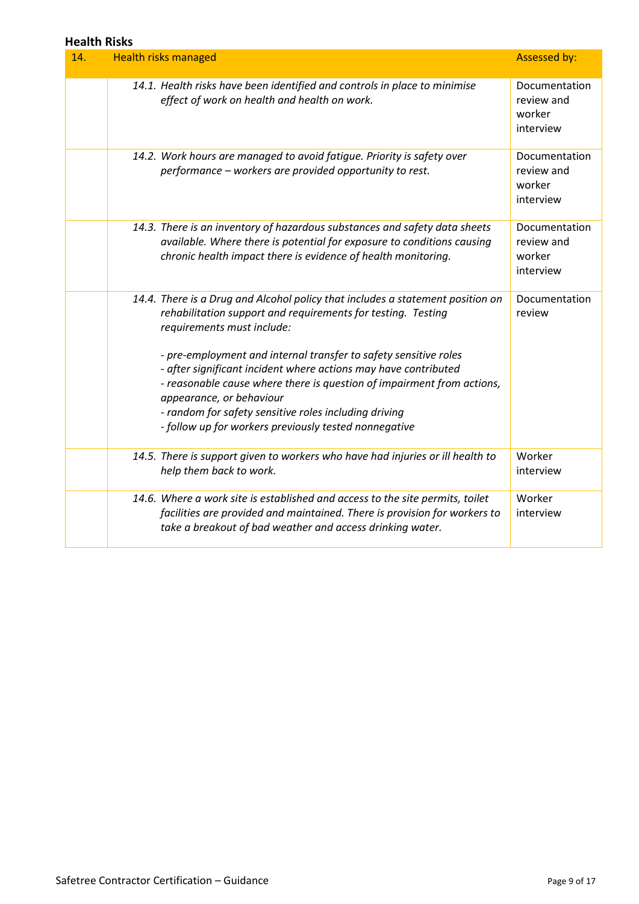## Health Risks

| 14. | Health risks managed | Assessed by: |
|---|---|---|
| | *14.1. Health risks have been identified and controls in place to minimise effect of work on health and health on work.* | Documentation review and worker interview |
| | *14.2. Work hours are managed to avoid fatigue. Priority is safety over performance – workers are provided opportunity to rest.* | Documentation review and worker interview |
| | *14.3. There is an inventory of hazardous substances and safety data sheets available. Where there is potential for exposure to conditions causing chronic health impact there is evidence of health monitoring.* | Documentation review and worker interview |
| | *14.4. There is a Drug and Alcohol policy that includes a statement position on rehabilitation support and requirements for testing. Testing requirements must include:*<br><br>*- pre-employment and internal transfer to safety sensitive roles*<br>*- after significant incident where actions may have contributed*<br>*- reasonable cause where there is question of impairment from actions, appearance, or behaviour*<br>*- random for safety sensitive roles including driving*<br>*- follow up for workers previously tested nonnegative* | Documentation review |
| | *14.5. There is support given to workers who have had injuries or ill health to help them back to work.* | Worker interview |
| | *14.6. Where a work site is established and access to the site permits, toilet facilities are provided and maintained. There is provision for workers to take a breakout of bad weather and access drinking water.* | Worker interview |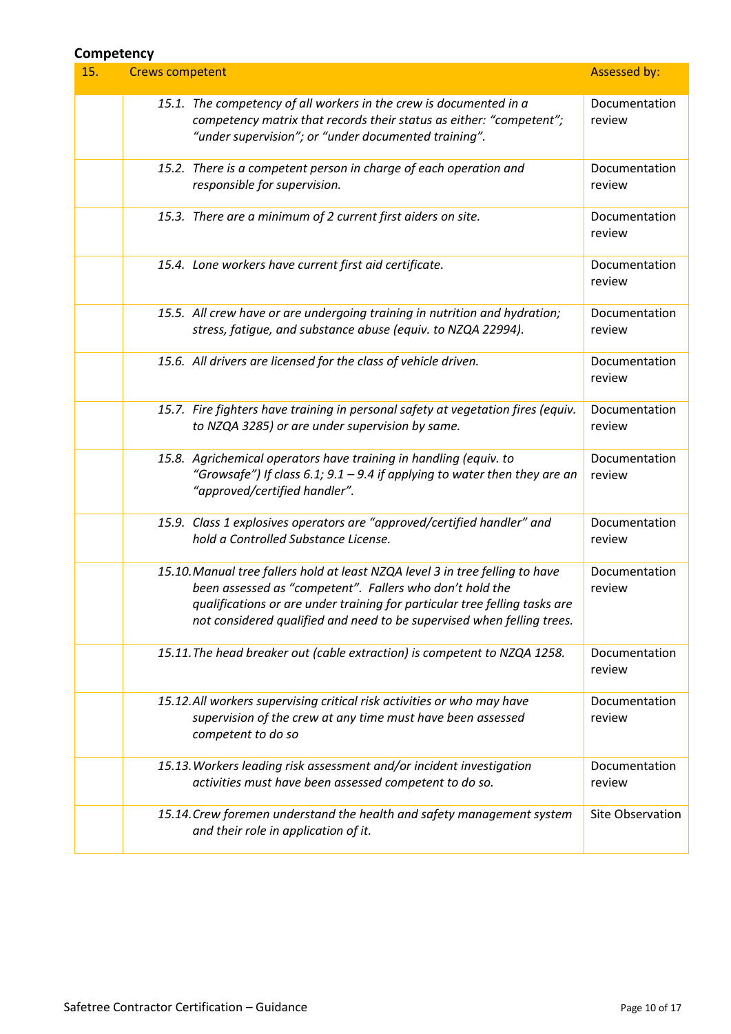**Competency**

| 15. | Crews competent | Assessed by: |
|---|---|---|
| | *15.1. The competency of all workers in the crew is documented in a competency matrix that records their status as either: "competent"; "under supervision"; or "under documented training".* | Documentation review |
| | *15.2. There is a competent person in charge of each operation and responsible for supervision.* | Documentation review |
| | *15.3. There are a minimum of 2 current first aiders on site.* | Documentation review |
| | *15.4. Lone workers have current first aid certificate.* | Documentation review |
| | *15.5. All crew have or are undergoing training in nutrition and hydration; stress, fatigue, and substance abuse (equiv. to NZQA 22994).* | Documentation review |
| | *15.6. All drivers are licensed for the class of vehicle driven.* | Documentation review |
| | *15.7. Fire fighters have training in personal safety at vegetation fires (equiv. to NZQA 3285) or are under supervision by same.* | Documentation review |
| | *15.8. Agrichemical operators have training in handling (equiv. to "Growsafe") If class 6.1; 9.1 – 9.4 if applying to water then they are an "approved/certified handler".* | Documentation review |
| | *15.9. Class 1 explosives operators are "approved/certified handler" and hold a Controlled Substance License.* | Documentation review |
| | *15.10. Manual tree fallers hold at least NZQA level 3 in tree felling to have been assessed as "competent". Fallers who don't hold the qualifications or are under training for particular tree felling tasks are not considered qualified and need to be supervised when felling trees.* | Documentation review |
| | *15.11. The head breaker out (cable extraction) is competent to NZQA 1258.* | Documentation review |
| | *15.12. All workers supervising critical risk activities or who may have supervision of the crew at any time must have been assessed competent to do so* | Documentation review |
| | *15.13. Workers leading risk assessment and/or incident investigation activities must have been assessed competent to do so.* | Documentation review |
| | *15.14. Crew foremen understand the health and safety management system and their role in application of it.* | Site Observation |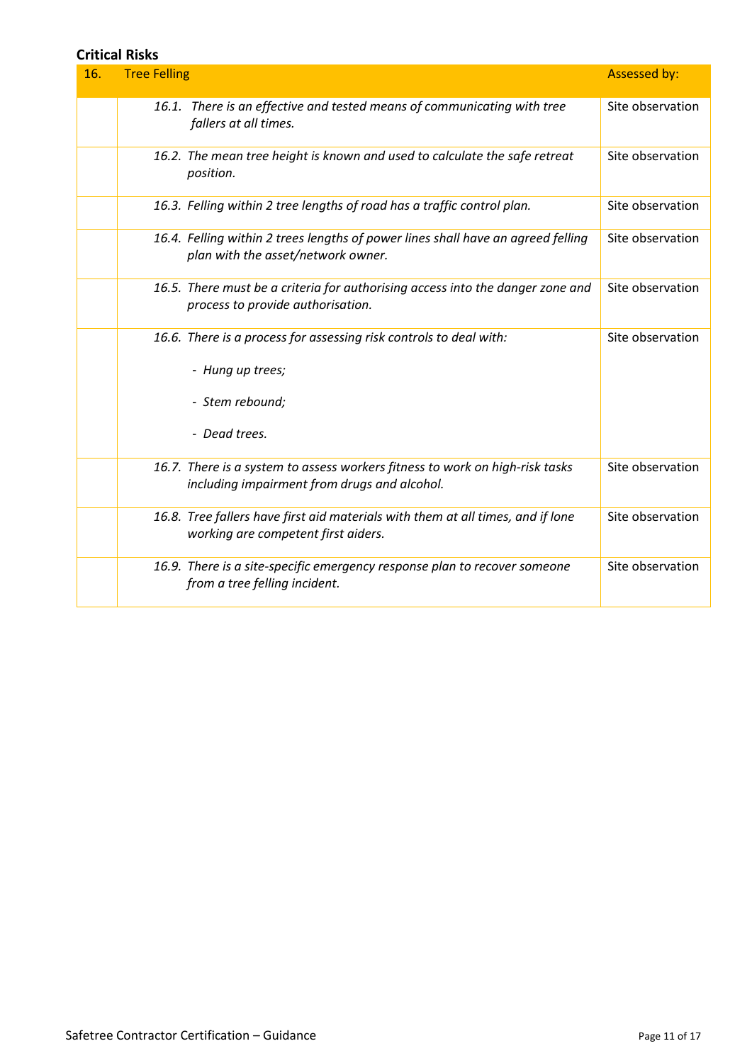### Critical Risks

| 16. | Tree Felling | Assessed by: |
|---|---|---|
| | *16.1. There is an effective and tested means of communicating with tree fallers at all times.* | Site observation |
| | *16.2. The mean tree height is known and used to calculate the safe retreat position.* | Site observation |
| | *16.3. Felling within 2 tree lengths of road has a traffic control plan.* | Site observation |
| | *16.4. Felling within 2 trees lengths of power lines shall have an agreed felling plan with the asset/network owner.* | Site observation |
| | *16.5. There must be a criteria for authorising access into the danger zone and process to provide authorisation.* | Site observation |
| | *16.6. There is a process for assessing risk controls to deal with:*<br>*- Hung up trees;*<br>*- Stem rebound;*<br>*- Dead trees.* | Site observation |
| | *16.7. There is a system to assess workers fitness to work on high-risk tasks including impairment from drugs and alcohol.* | Site observation |
| | *16.8. Tree fallers have first aid materials with them at all times, and if lone working are competent first aiders.* | Site observation |
| | *16.9. There is a site-specific emergency response plan to recover someone from a tree felling incident.* | Site observation |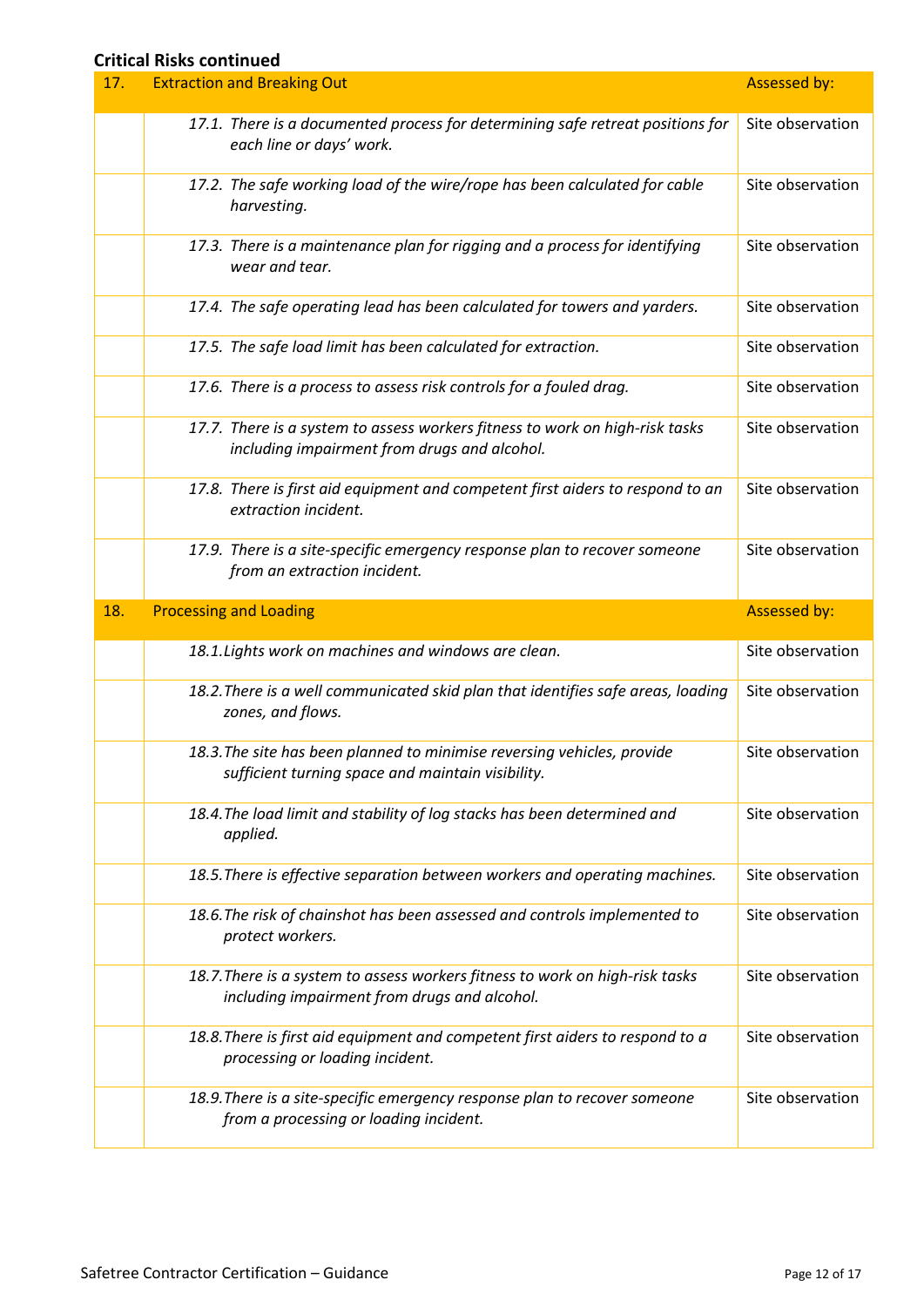**Critical Risks continued**

| 17. | Extraction and Breaking Out | Assessed by: |
|---|---|---|
| | *17.1. There is a documented process for determining safe retreat positions for each line or days' work.* | Site observation |
| | *17.2. The safe working load of the wire/rope has been calculated for cable harvesting.* | Site observation |
| | *17.3. There is a maintenance plan for rigging and a process for identifying wear and tear.* | Site observation |
| | *17.4. The safe operating lead has been calculated for towers and yarders.* | Site observation |
| | *17.5. The safe load limit has been calculated for extraction.* | Site observation |
| | *17.6. There is a process to assess risk controls for a fouled drag.* | Site observation |
| | *17.7. There is a system to assess workers fitness to work on high-risk tasks including impairment from drugs and alcohol.* | Site observation |
| | *17.8. There is first aid equipment and competent first aiders to respond to an extraction incident.* | Site observation |
| | *17.9. There is a site-specific emergency response plan to recover someone from an extraction incident.* | Site observation |
| **18.** | **Processing and Loading** | **Assessed by:** |
| | *18.1. Lights work on machines and windows are clean.* | Site observation |
| | *18.2. There is a well communicated skid plan that identifies safe areas, loading zones, and flows.* | Site observation |
| | *18.3. The site has been planned to minimise reversing vehicles, provide sufficient turning space and maintain visibility.* | Site observation |
| | *18.4. The load limit and stability of log stacks has been determined and applied.* | Site observation |
| | *18.5. There is effective separation between workers and operating machines.* | Site observation |
| | *18.6. The risk of chainshot has been assessed and controls implemented to protect workers.* | Site observation |
| | *18.7. There is a system to assess workers fitness to work on high-risk tasks including impairment from drugs and alcohol.* | Site observation |
| | *18.8. There is first aid equipment and competent first aiders to respond to a processing or loading incident.* | Site observation |
| | *18.9. There is a site-specific emergency response plan to recover someone from a processing or loading incident.* | Site observation |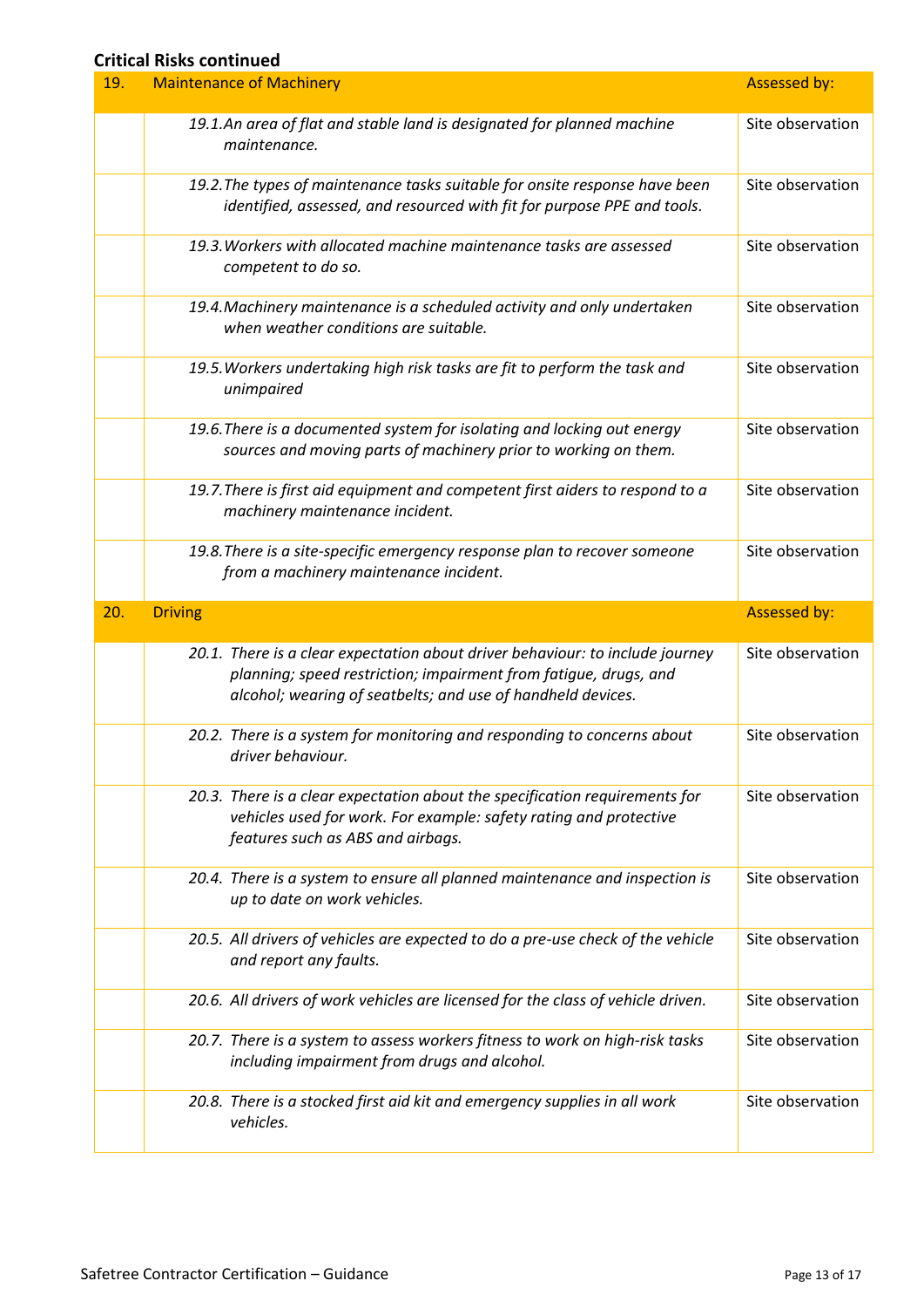### Critical Risks continued

| 19. | Maintenance of Machinery | Assessed by: |
| --- | --- | --- |
| | *19.1. An area of flat and stable land is designated for planned machine maintenance.* | Site observation |
| | *19.2. The types of maintenance tasks suitable for onsite response have been identified, assessed, and resourced with fit for purpose PPE and tools.* | Site observation |
| | *19.3. Workers with allocated machine maintenance tasks are assessed competent to do so.* | Site observation |
| | *19.4. Machinery maintenance is a scheduled activity and only undertaken when weather conditions are suitable.* | Site observation |
| | *19.5. Workers undertaking high risk tasks are fit to perform the task and unimpaired* | Site observation |
| | *19.6. There is a documented system for isolating and locking out energy sources and moving parts of machinery prior to working on them.* | Site observation |
| | *19.7. There is first aid equipment and competent first aiders to respond to a machinery maintenance incident.* | Site observation |
| | *19.8. There is a site-specific emergency response plan to recover someone from a machinery maintenance incident.* | Site observation |
| **20.** | **Driving** | **Assessed by:** |
| | *20.1. There is a clear expectation about driver behaviour: to include journey planning; speed restriction; impairment from fatigue, drugs, and alcohol; wearing of seatbelts; and use of handheld devices.* | Site observation |
| | *20.2. There is a system for monitoring and responding to concerns about driver behaviour.* | Site observation |
| | *20.3. There is a clear expectation about the specification requirements for vehicles used for work. For example: safety rating and protective features such as ABS and airbags.* | Site observation |
| | *20.4. There is a system to ensure all planned maintenance and inspection is up to date on work vehicles.* | Site observation |
| | *20.5. All drivers of vehicles are expected to do a pre-use check of the vehicle and report any faults.* | Site observation |
| | *20.6. All drivers of work vehicles are licensed for the class of vehicle driven.* | Site observation |
| | *20.7. There is a system to assess workers fitness to work on high-risk tasks including impairment from drugs and alcohol.* | Site observation |
| | *20.8. There is a stocked first aid kit and emergency supplies in all work vehicles.* | Site observation |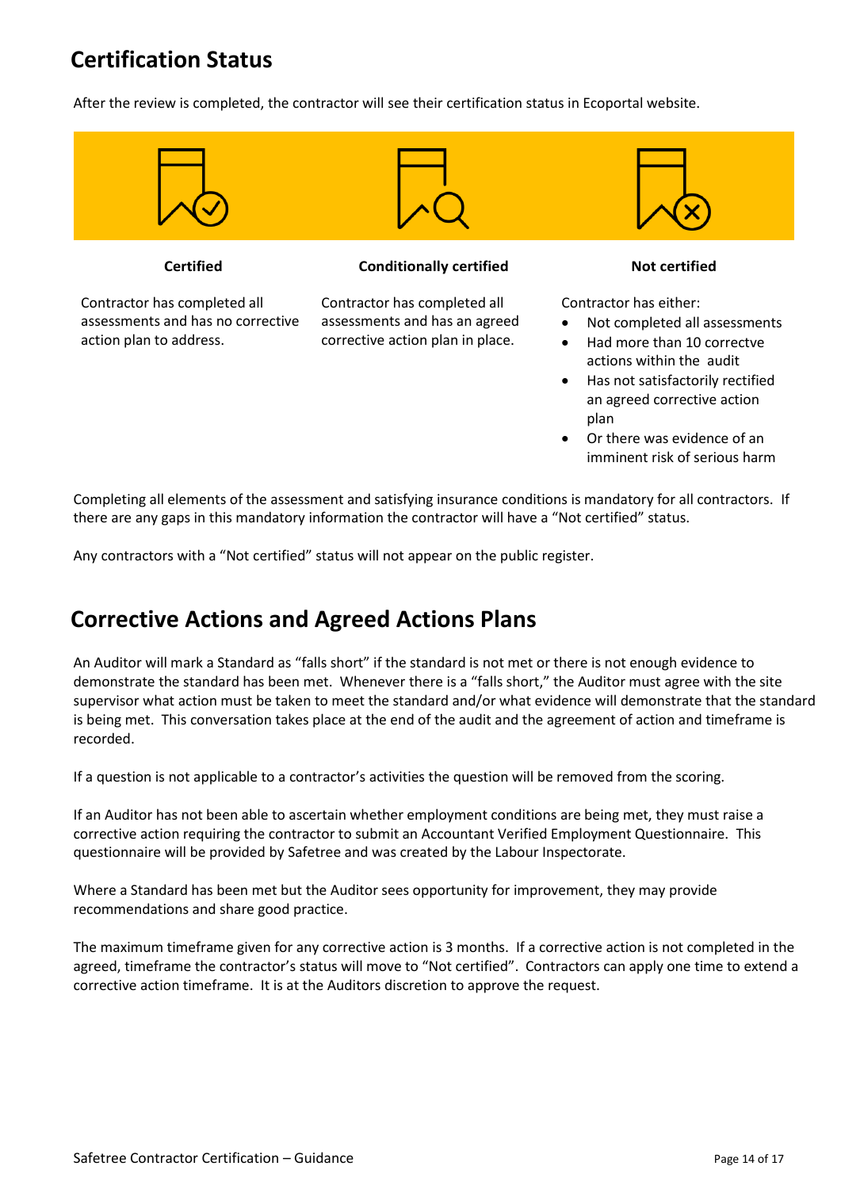## Certification Status

After the review is completed, the contractor will see their certification status in Ecoportal website.

**Certified**

Contractor has completed all assessments and has no corrective action plan to address.

**Conditionally certified**

Contractor has completed all assessments and has an agreed corrective action plan in place.

**Not certified**

Contractor has either:

- Not completed all assessments
- Had more than 10 correctve actions within the audit
- Has not satisfactorily rectified an agreed corrective action plan
- Or there was evidence of an imminent risk of serious harm

Completing all elements of the assessment and satisfying insurance conditions is mandatory for all contractors. If there are any gaps in this mandatory information the contractor will have a "Not certified" status.

Any contractors with a "Not certified" status will not appear on the public register.

## Corrective Actions and Agreed Actions Plans

An Auditor will mark a Standard as "falls short" if the standard is not met or there is not enough evidence to demonstrate the standard has been met. Whenever there is a "falls short," the Auditor must agree with the site supervisor what action must be taken to meet the standard and/or what evidence will demonstrate that the standard is being met. This conversation takes place at the end of the audit and the agreement of action and timeframe is recorded.

If a question is not applicable to a contractor's activities the question will be removed from the scoring.

If an Auditor has not been able to ascertain whether employment conditions are being met, they must raise a corrective action requiring the contractor to submit an Accountant Verified Employment Questionnaire. This questionnaire will be provided by Safetree and was created by the Labour Inspectorate.

Where a Standard has been met but the Auditor sees opportunity for improvement, they may provide recommendations and share good practice.

The maximum timeframe given for any corrective action is 3 months. If a corrective action is not completed in the agreed, timeframe the contractor's status will move to "Not certified". Contractors can apply one time to extend a corrective action timeframe. It is at the Auditors discretion to approve the request.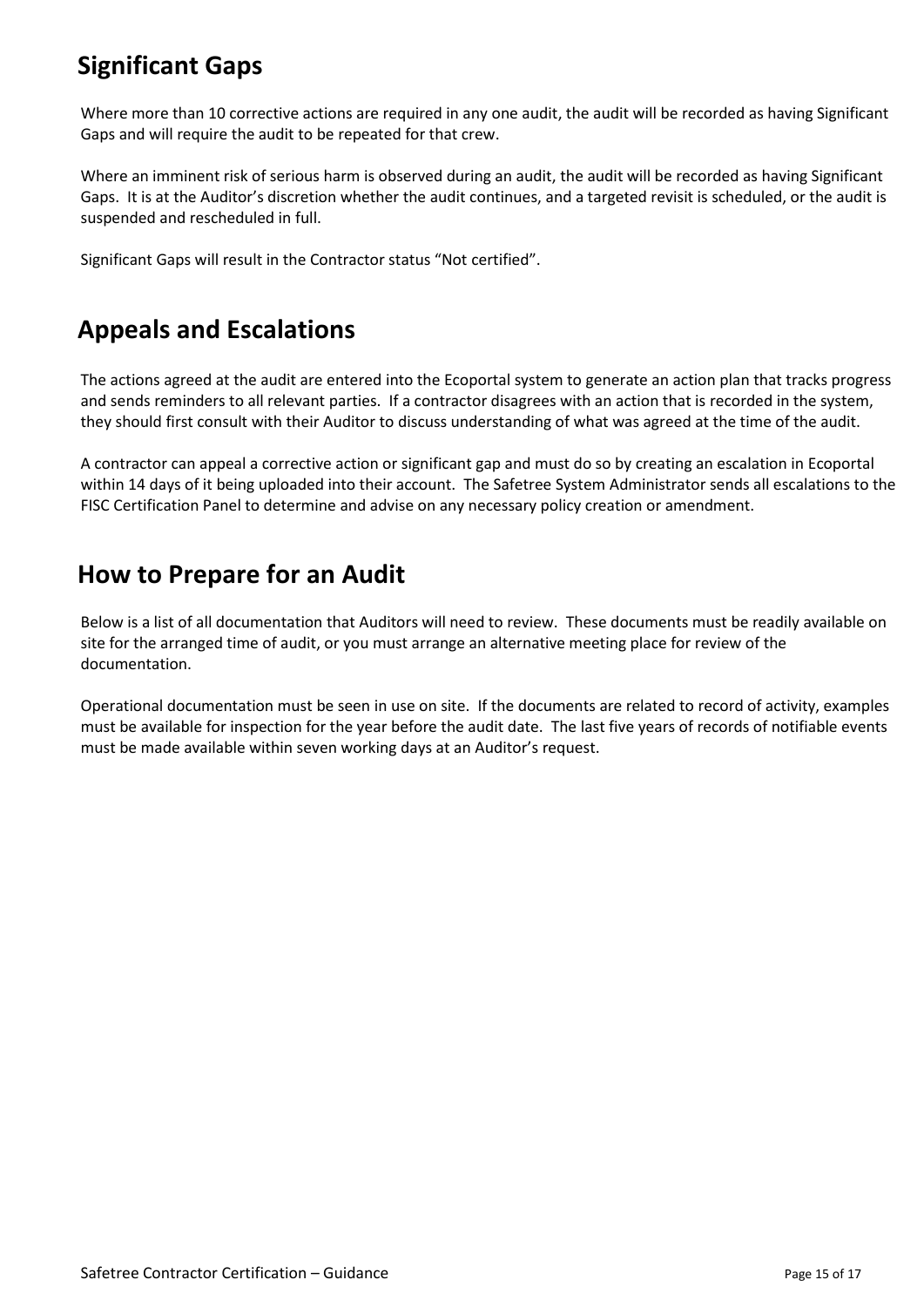## Significant Gaps

Where more than 10 corrective actions are required in any one audit, the audit will be recorded as having Significant Gaps and will require the audit to be repeated for that crew.

Where an imminent risk of serious harm is observed during an audit, the audit will be recorded as having Significant Gaps. It is at the Auditor's discretion whether the audit continues, and a targeted revisit is scheduled, or the audit is suspended and rescheduled in full.

Significant Gaps will result in the Contractor status "Not certified".

## Appeals and Escalations

The actions agreed at the audit are entered into the Ecoportal system to generate an action plan that tracks progress and sends reminders to all relevant parties. If a contractor disagrees with an action that is recorded in the system, they should first consult with their Auditor to discuss understanding of what was agreed at the time of the audit.

A contractor can appeal a corrective action or significant gap and must do so by creating an escalation in Ecoportal within 14 days of it being uploaded into their account. The Safetree System Administrator sends all escalations to the FISC Certification Panel to determine and advise on any necessary policy creation or amendment.

## How to Prepare for an Audit

Below is a list of all documentation that Auditors will need to review. These documents must be readily available on site for the arranged time of audit, or you must arrange an alternative meeting place for review of the documentation.

Operational documentation must be seen in use on site. If the documents are related to record of activity, examples must be available for inspection for the year before the audit date. The last five years of records of notifiable events must be made available within seven working days at an Auditor's request.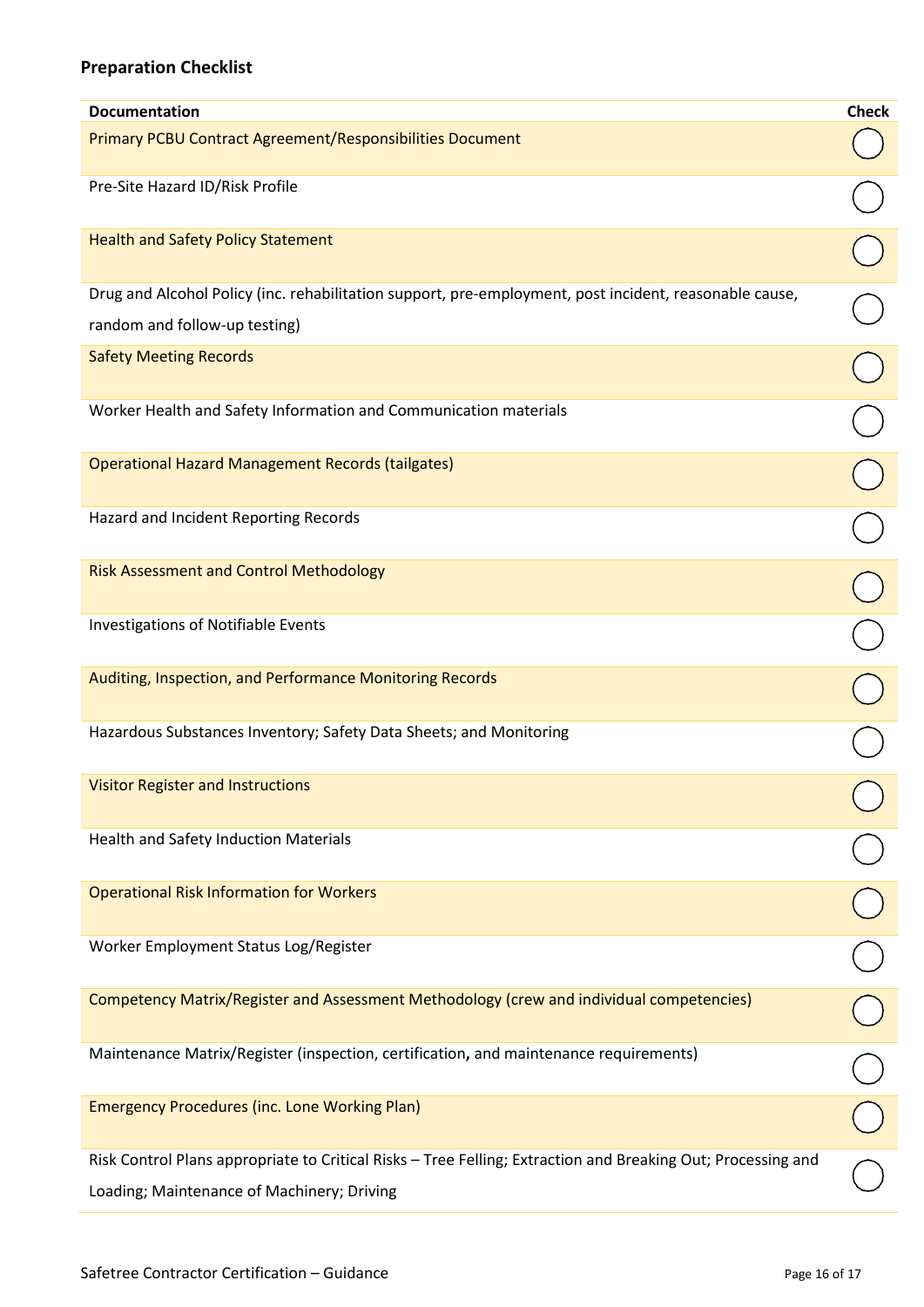## Preparation Checklist

| Documentation | Check |
|---|---|
| Primary PCBU Contract Agreement/Responsibilities Document | ◯ |
| Pre-Site Hazard ID/Risk Profile | ◯ |
| Health and Safety Policy Statement | ◯ |
| Drug and Alcohol Policy (inc. rehabilitation support, pre-employment, post incident, reasonable cause, random and follow-up testing) | ◯ |
| Safety Meeting Records | ◯ |
| Worker Health and Safety Information and Communication materials | ◯ |
| Operational Hazard Management Records (tailgates) | ◯ |
| Hazard and Incident Reporting Records | ◯ |
| Risk Assessment and Control Methodology | ◯ |
| Investigations of Notifiable Events | ◯ |
| Auditing, Inspection, and Performance Monitoring Records | ◯ |
| Hazardous Substances Inventory; Safety Data Sheets; and Monitoring | ◯ |
| Visitor Register and Instructions | ◯ |
| Health and Safety Induction Materials | ◯ |
| Operational Risk Information for Workers | ◯ |
| Worker Employment Status Log/Register | ◯ |
| Competency Matrix/Register and Assessment Methodology (crew and individual competencies) | ◯ |
| Maintenance Matrix/Register (inspection, certification, and maintenance requirements) | ◯ |
| Emergency Procedures (inc. Lone Working Plan) | ◯ |
| Risk Control Plans appropriate to Critical Risks – Tree Felling; Extraction and Breaking Out; Processing and Loading; Maintenance of Machinery; Driving | ◯ |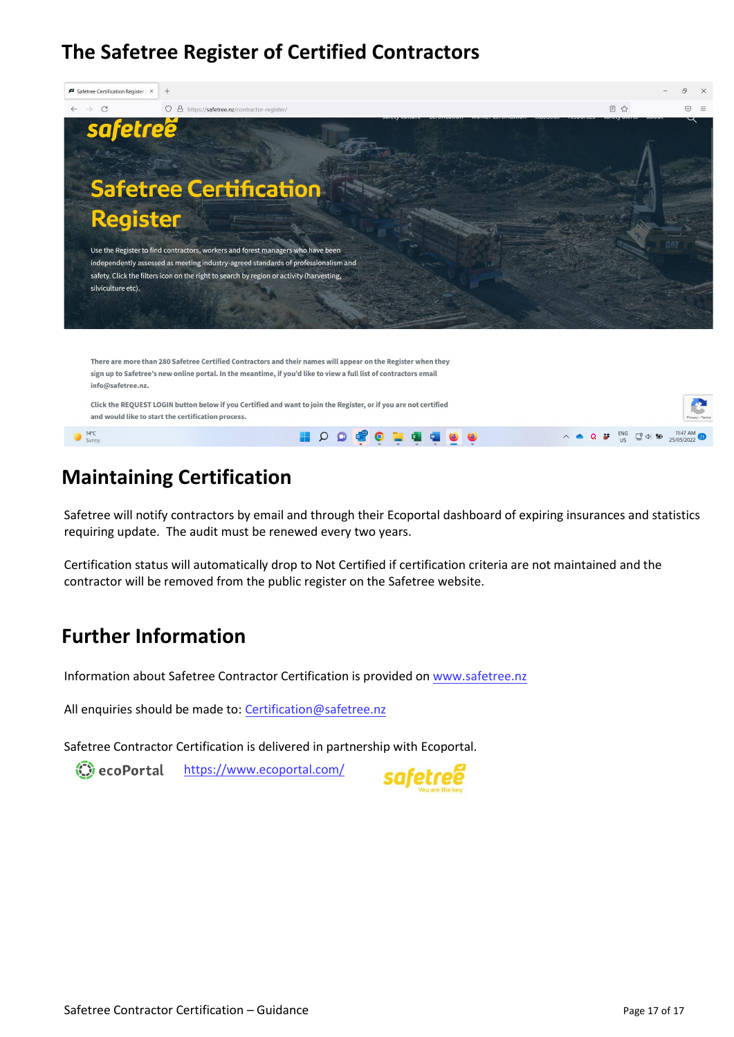## The Safetree Register of Certified Contractors

## Maintaining Certification

Safetree will notify contractors by email and through their Ecoportal dashboard of expiring insurances and statistics requiring update. The audit must be renewed every two years.

Certification status will automatically drop to Not Certified if certification criteria are not maintained and the contractor will be removed from the public register on the Safetree website.

## Further Information

Information about Safetree Contractor Certification is provided on [www.safetree.nz](http://www.safetree.nz)

All enquiries should be made to: [Certification@safetree.nz](mailto:Certification@safetree.nz)

Safetree Contractor Certification is delivered in partnership with Ecoportal.

ecoPortal [https://www.ecoportal.com/](https://www.ecoportal.com/)